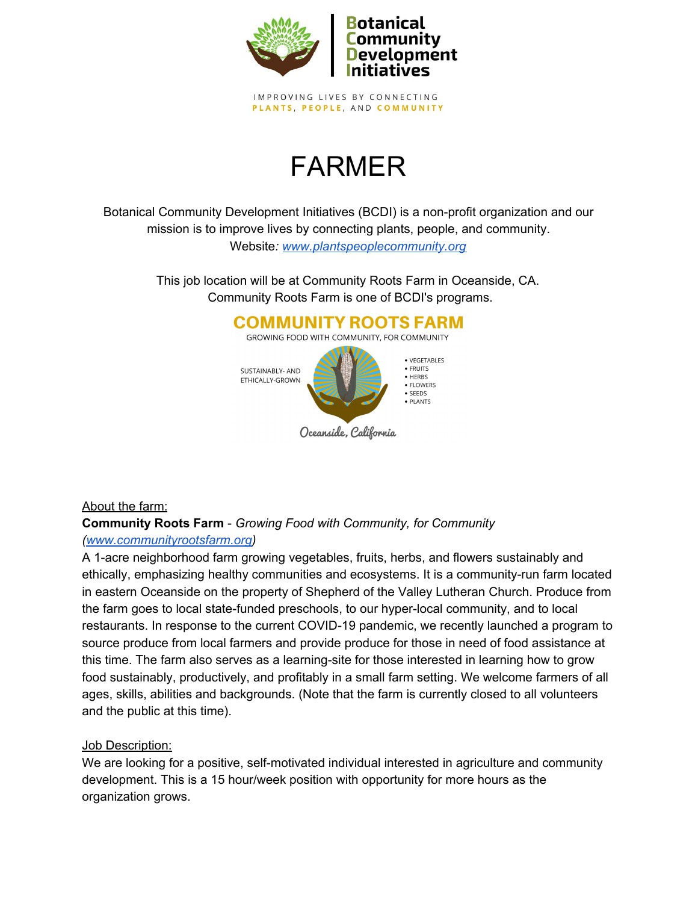**Botanical Community Development Initiatives**

IMPROVING LIVES BY CONNECTING **PLANTS**, **PEOPLE**, AND **COMMUNITY**

# FARMER

Botanical Community Development Initiatives (BCDI) is a non-profit organization and our mission is to improve lives by connecting plants, people, and community.
Website*:* *www.plantspeoplecommunity.org*

This job location will be at Community Roots Farm in Oceanside, CA.
Community Roots Farm is one of BCDI's programs.

**COMMUNITY ROOTS FARM**

GROWING FOOD WITH COMMUNITY, FOR COMMUNITY

SUSTAINABLY- AND ETHICALLY-GROWN

- VEGETABLES
- FRUITS
- HERBS
- FLOWERS
- SEEDS
- PLANTS

Oceanside, California

## About the farm:

**Community Roots Farm** - *Growing Food with Community, for Community (www.communityrootsfarm.org)*
A 1-acre neighborhood farm growing vegetables, fruits, herbs, and flowers sustainably and ethically, emphasizing healthy communities and ecosystems. It is a community-run farm located in eastern Oceanside on the property of Shepherd of the Valley Lutheran Church. Produce from the farm goes to local state-funded preschools, to our hyper-local community, and to local restaurants. In response to the current COVID-19 pandemic, we recently launched a program to source produce from local farmers and provide produce for those in need of food assistance at this time. The farm also serves as a learning-site for those interested in learning how to grow food sustainably, productively, and profitably in a small farm setting. We welcome farmers of all ages, skills, abilities and backgrounds. (Note that the farm is currently closed to all volunteers and the public at this time).

## Job Description:

We are looking for a positive, self-motivated individual interested in agriculture and community development. This is a 15 hour/week position with opportunity for more hours as the organization grows.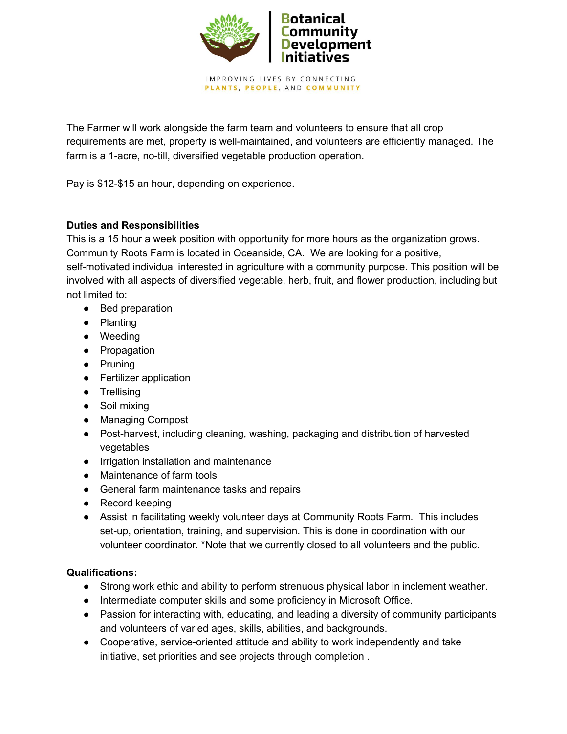The Farmer will work alongside the farm team and volunteers to ensure that all crop requirements are met, property is well-maintained, and volunteers are efficiently managed. The farm is a 1-acre, no-till, diversified vegetable production operation.

Pay is $12-$15 an hour, depending on experience.

**Duties and Responsibilities**

This is a 15 hour a week position with opportunity for more hours as the organization grows. Community Roots Farm is located in Oceanside, CA. We are looking for a positive, self-motivated individual interested in agriculture with a community purpose. This position will be involved with all aspects of diversified vegetable, herb, fruit, and flower production, including but not limited to:

- Bed preparation
- Planting
- Weeding
- Propagation
- Pruning
- Fertilizer application
- Trellising
- Soil mixing
- Managing Compost
- Post-harvest, including cleaning, washing, packaging and distribution of harvested vegetables
- Irrigation installation and maintenance
- Maintenance of farm tools
- General farm maintenance tasks and repairs
- Record keeping
- Assist in facilitating weekly volunteer days at Community Roots Farm. This includes set-up, orientation, training, and supervision. This is done in coordination with our volunteer coordinator. *Note that we currently closed to all volunteers and the public.

**Qualifications:**

- Strong work ethic and ability to perform strenuous physical labor in inclement weather.
- Intermediate computer skills and some proficiency in Microsoft Office.
- Passion for interacting with, educating, and leading a diversity of community participants and volunteers of varied ages, skills, abilities, and backgrounds.
- Cooperative, service-oriented attitude and ability to work independently and take initiative, set priorities and see projects through completion .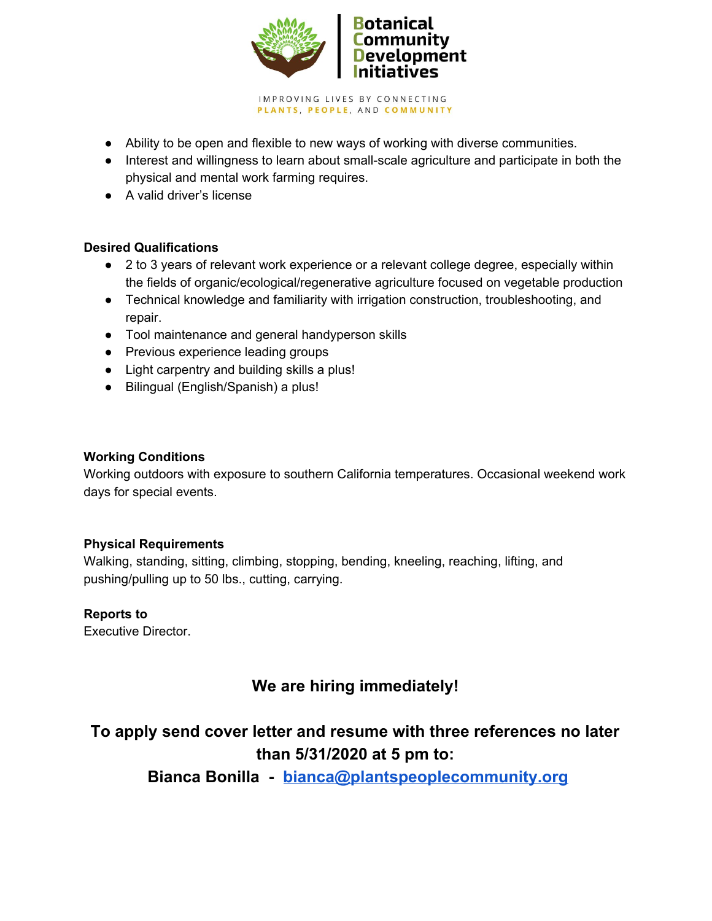- Ability to be open and flexible to new ways of working with diverse communities.
- Interest and willingness to learn about small-scale agriculture and participate in both the physical and mental work farming requires.
- A valid driver's license

**Desired Qualifications**

- 2 to 3 years of relevant work experience or a relevant college degree, especially within the fields of organic/ecological/regenerative agriculture focused on vegetable production
- Technical knowledge and familiarity with irrigation construction, troubleshooting, and repair.
- Tool maintenance and general handyperson skills
- Previous experience leading groups
- Light carpentry and building skills a plus!
- Bilingual (English/Spanish) a plus!

**Working Conditions**

Working outdoors with exposure to southern California temperatures. Occasional weekend work days for special events.

**Physical Requirements**

Walking, standing, sitting, climbing, stopping, bending, kneeling, reaching, lifting, and pushing/pulling up to 50 lbs., cutting, carrying.

**Reports to**

Executive Director.

**We are hiring immediately!**

**To apply send cover letter and resume with three references no later than 5/31/2020 at 5 pm to:**

**Bianca Bonilla - [bianca@plantspeoplecommunity.org](mailto:bianca@plantspeoplecommunity.org)**